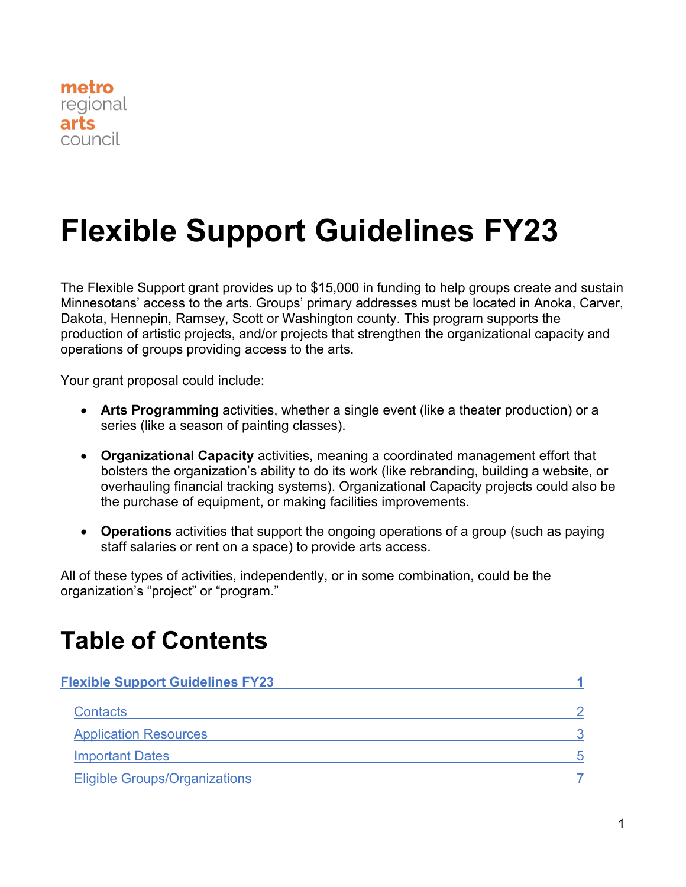metro regional arts council

# Flexible Support Guidelines FY23

The Flexible Support grant provides up to $15,000 in funding to help groups create and sustain Minnesotans' access to the arts. Groups' primary addresses must be located in Anoka, Carver, Dakota, Hennepin, Ramsey, Scott or Washington county. This program supports the production of artistic projects, and/or projects that strengthen the organizational capacity and operations of groups providing access to the arts.

Your grant proposal could include:

- **Arts Programming** activities, whether a single event (like a theater production) or a series (like a season of painting classes).
- **Organizational Capacity** activities, meaning a coordinated management effort that bolsters the organization's ability to do its work (like rebranding, building a website, or overhauling financial tracking systems). Organizational Capacity projects could also be the purchase of equipment, or making facilities improvements.
- **Operations** activities that support the ongoing operations of a group (such as paying staff salaries or rent on a space) to provide arts access.

All of these types of activities, independently, or in some combination, could be the organization's "project" or "program."

## Table of Contents

- Flexible Support Guidelines FY23 — 1
  - Contacts — 2
  - Application Resources — 3
  - Important Dates — 5
  - Eligible Groups/Organizations — 7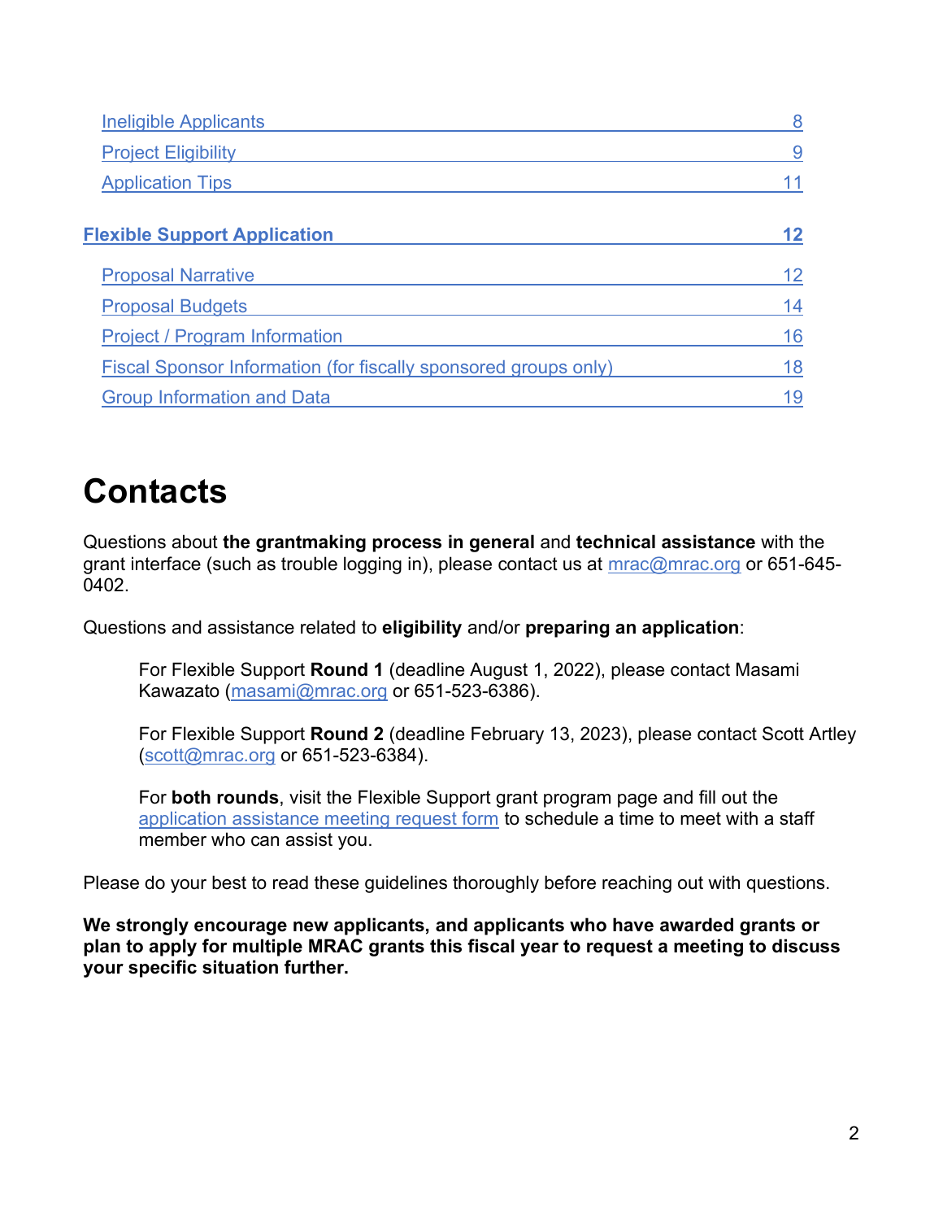- [Ineligible Applicants](#) 8
- [Project Eligibility](#) 9
- [Application Tips](#) 11

**[Flexible Support Application](#) 12**

- [Proposal Narrative](#) 12
- [Proposal Budgets](#) 14
- [Project / Program Information](#) 16
- [Fiscal Sponsor Information (for fiscally sponsored groups only)](#) 18
- [Group Information and Data](#) 19

# Contacts

Questions about **the grantmaking process in general** and **technical assistance** with the grant interface (such as trouble logging in), please contact us at [mrac@mrac.org](mailto:mrac@mrac.org) or 651-645-0402.

Questions and assistance related to **eligibility** and/or **preparing an application**:

> For Flexible Support **Round 1** (deadline August 1, 2022), please contact Masami Kawazato ([masami@mrac.org](mailto:masami@mrac.org) or 651-523-6386).
>
> For Flexible Support **Round 2** (deadline February 13, 2023), please contact Scott Artley ([scott@mrac.org](mailto:scott@mrac.org) or 651-523-6384).
>
> For **both rounds**, visit the Flexible Support grant program page and fill out the [application assistance meeting request form](#) to schedule a time to meet with a staff member who can assist you.

Please do your best to read these guidelines thoroughly before reaching out with questions.

**We strongly encourage new applicants, and applicants who have awarded grants or plan to apply for multiple MRAC grants this fiscal year to request a meeting to discuss your specific situation further.**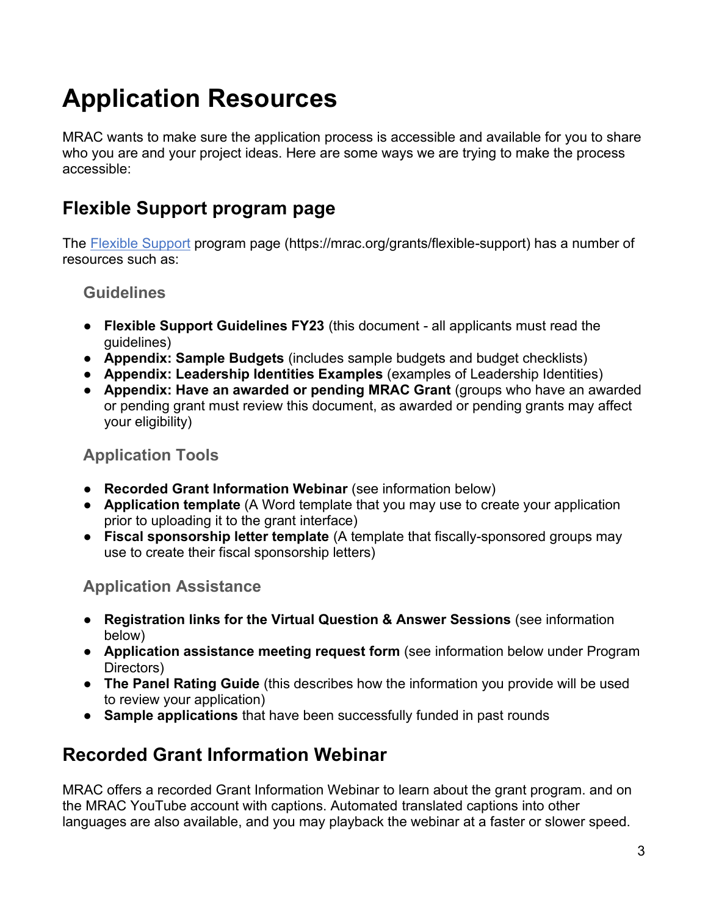# Application Resources

MRAC wants to make sure the application process is accessible and available for you to share who you are and your project ideas. Here are some ways we are trying to make the process accessible:

## Flexible Support program page

The [Flexible Support](https://mrac.org/grants/flexible-support) program page (https://mrac.org/grants/flexible-support) has a number of resources such as:

### Guidelines

- **Flexible Support Guidelines FY23** (this document - all applicants must read the guidelines)
- **Appendix: Sample Budgets** (includes sample budgets and budget checklists)
- **Appendix: Leadership Identities Examples** (examples of Leadership Identities)
- **Appendix: Have an awarded or pending MRAC Grant** (groups who have an awarded or pending grant must review this document, as awarded or pending grants may affect your eligibility)

### Application Tools

- **Recorded Grant Information Webinar** (see information below)
- **Application template** (A Word template that you may use to create your application prior to uploading it to the grant interface)
- **Fiscal sponsorship letter template** (A template that fiscally-sponsored groups may use to create their fiscal sponsorship letters)

### Application Assistance

- **Registration links for the Virtual Question & Answer Sessions** (see information below)
- **Application assistance meeting request form** (see information below under Program Directors)
- **The Panel Rating Guide** (this describes how the information you provide will be used to review your application)
- **Sample applications** that have been successfully funded in past rounds

## Recorded Grant Information Webinar

MRAC offers a recorded Grant Information Webinar to learn about the grant program. and on the MRAC YouTube account with captions. Automated translated captions into other languages are also available, and you may playback the webinar at a faster or slower speed.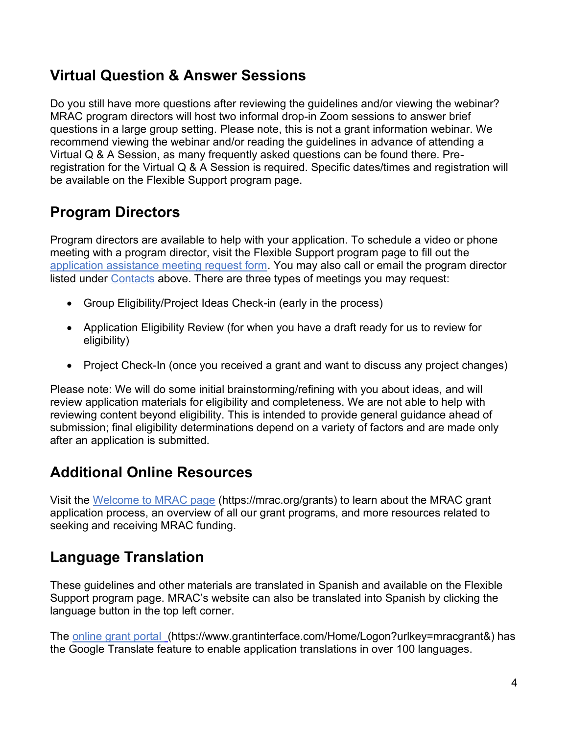## Virtual Question & Answer Sessions

Do you still have more questions after reviewing the guidelines and/or viewing the webinar? MRAC program directors will host two informal drop-in Zoom sessions to answer brief questions in a large group setting. Please note, this is not a grant information webinar. We recommend viewing the webinar and/or reading the guidelines in advance of attending a Virtual Q & A Session, as many frequently asked questions can be found there. Pre-registration for the Virtual Q & A Session is required. Specific dates/times and registration will be available on the Flexible Support program page.

## Program Directors

Program directors are available to help with your application. To schedule a video or phone meeting with a program director, visit the Flexible Support program page to fill out the application assistance meeting request form. You may also call or email the program director listed under Contacts above. There are three types of meetings you may request:

- Group Eligibility/Project Ideas Check-in (early in the process)
- Application Eligibility Review (for when you have a draft ready for us to review for eligibility)
- Project Check-In (once you received a grant and want to discuss any project changes)

Please note: We will do some initial brainstorming/refining with you about ideas, and will review application materials for eligibility and completeness. We are not able to help with reviewing content beyond eligibility. This is intended to provide general guidance ahead of submission; final eligibility determinations depend on a variety of factors and are made only after an application is submitted.

## Additional Online Resources

Visit the Welcome to MRAC page (https://mrac.org/grants) to learn about the MRAC grant application process, an overview of all our grant programs, and more resources related to seeking and receiving MRAC funding.

## Language Translation

These guidelines and other materials are translated in Spanish and available on the Flexible Support program page. MRAC's website can also be translated into Spanish by clicking the language button in the top left corner.

The online grant portal (https://www.grantinterface.com/Home/Logon?urlkey=mracgrant&) has the Google Translate feature to enable application translations in over 100 languages.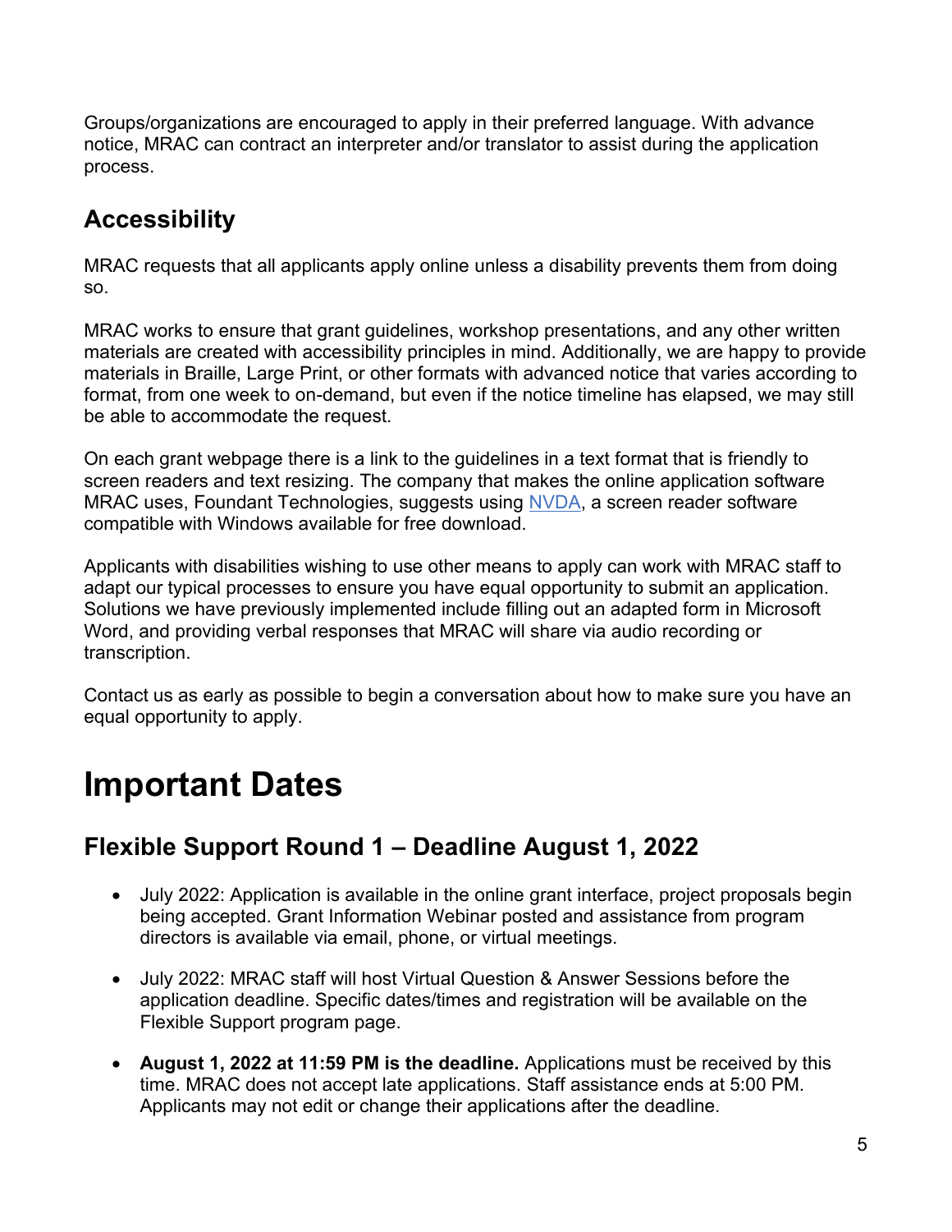Groups/organizations are encouraged to apply in their preferred language. With advance notice, MRAC can contract an interpreter and/or translator to assist during the application process.

## Accessibility

MRAC requests that all applicants apply online unless a disability prevents them from doing so.

MRAC works to ensure that grant guidelines, workshop presentations, and any other written materials are created with accessibility principles in mind. Additionally, we are happy to provide materials in Braille, Large Print, or other formats with advanced notice that varies according to format, from one week to on-demand, but even if the notice timeline has elapsed, we may still be able to accommodate the request.

On each grant webpage there is a link to the guidelines in a text format that is friendly to screen readers and text resizing. The company that makes the online application software MRAC uses, Foundant Technologies, suggests using NVDA, a screen reader software compatible with Windows available for free download.

Applicants with disabilities wishing to use other means to apply can work with MRAC staff to adapt our typical processes to ensure you have equal opportunity to submit an application. Solutions we have previously implemented include filling out an adapted form in Microsoft Word, and providing verbal responses that MRAC will share via audio recording or transcription.

Contact us as early as possible to begin a conversation about how to make sure you have an equal opportunity to apply.

# Important Dates

## Flexible Support Round 1 – Deadline August 1, 2022

- July 2022: Application is available in the online grant interface, project proposals begin being accepted. Grant Information Webinar posted and assistance from program directors is available via email, phone, or virtual meetings.
- July 2022: MRAC staff will host Virtual Question & Answer Sessions before the application deadline. Specific dates/times and registration will be available on the Flexible Support program page.
- **August 1, 2022 at 11:59 PM is the deadline.** Applications must be received by this time. MRAC does not accept late applications. Staff assistance ends at 5:00 PM. Applicants may not edit or change their applications after the deadline.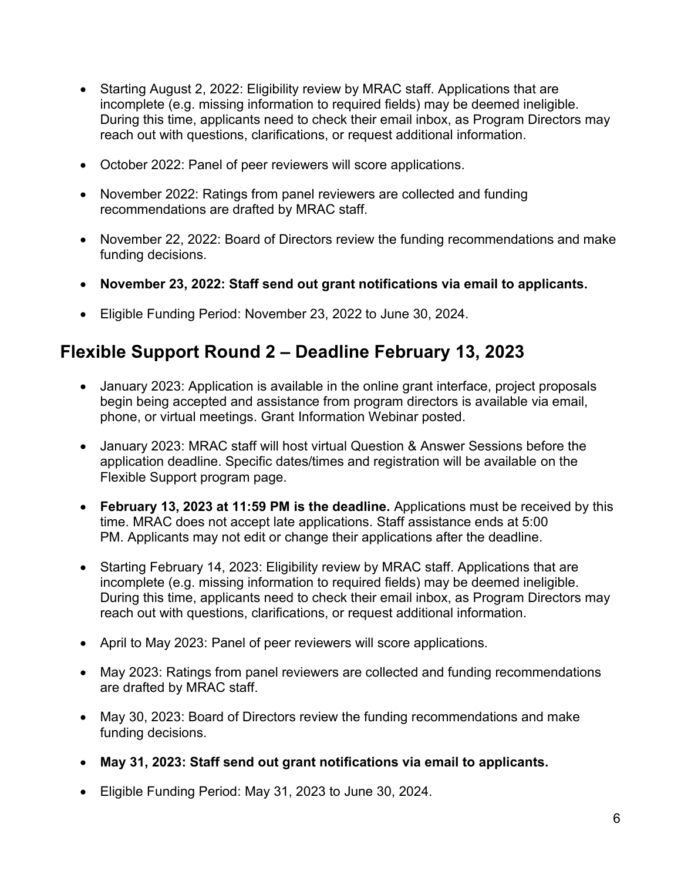- Starting August 2, 2022: Eligibility review by MRAC staff. Applications that are incomplete (e.g. missing information to required fields) may be deemed ineligible. During this time, applicants need to check their email inbox, as Program Directors may reach out with questions, clarifications, or request additional information.
- October 2022: Panel of peer reviewers will score applications.
- November 2022: Ratings from panel reviewers are collected and funding recommendations are drafted by MRAC staff.
- November 22, 2022: Board of Directors review the funding recommendations and make funding decisions.
- **November 23, 2022: Staff send out grant notifications via email to applicants.**
- Eligible Funding Period: November 23, 2022 to June 30, 2024.

## Flexible Support Round 2 – Deadline February 13, 2023

- January 2023: Application is available in the online grant interface, project proposals begin being accepted and assistance from program directors is available via email, phone, or virtual meetings. Grant Information Webinar posted.
- January 2023: MRAC staff will host virtual Question & Answer Sessions before the application deadline. Specific dates/times and registration will be available on the Flexible Support program page.
- **February 13, 2023 at 11:59 PM is the deadline.** Applications must be received by this time. MRAC does not accept late applications. Staff assistance ends at 5:00 PM. Applicants may not edit or change their applications after the deadline.
- Starting February 14, 2023: Eligibility review by MRAC staff. Applications that are incomplete (e.g. missing information to required fields) may be deemed ineligible. During this time, applicants need to check their email inbox, as Program Directors may reach out with questions, clarifications, or request additional information.
- April to May 2023: Panel of peer reviewers will score applications.
- May 2023: Ratings from panel reviewers are collected and funding recommendations are drafted by MRAC staff.
- May 30, 2023: Board of Directors review the funding recommendations and make funding decisions.
- **May 31, 2023: Staff send out grant notifications via email to applicants.**
- Eligible Funding Period: May 31, 2023 to June 30, 2024.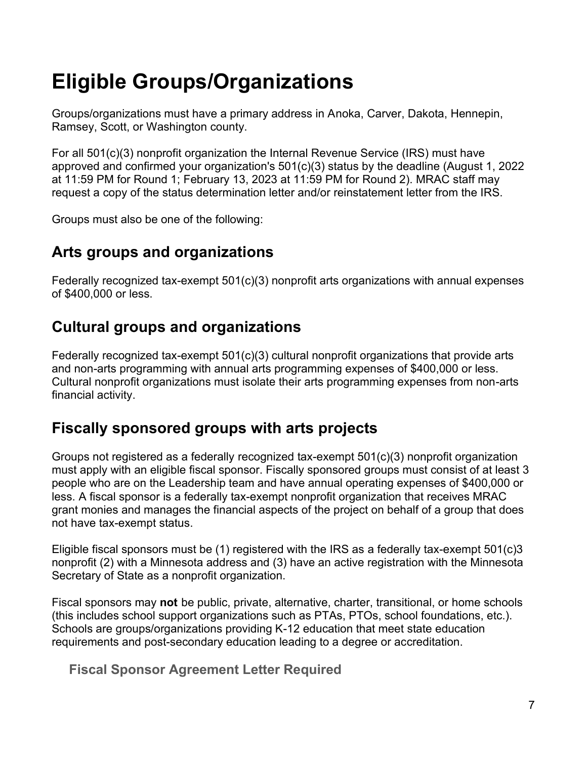# Eligible Groups/Organizations

Groups/organizations must have a primary address in Anoka, Carver, Dakota, Hennepin, Ramsey, Scott, or Washington county.

For all 501(c)(3) nonprofit organization the Internal Revenue Service (IRS) must have approved and confirmed your organization's 501(c)(3) status by the deadline (August 1, 2022 at 11:59 PM for Round 1; February 13, 2023 at 11:59 PM for Round 2). MRAC staff may request a copy of the status determination letter and/or reinstatement letter from the IRS.

Groups must also be one of the following:

## Arts groups and organizations

Federally recognized tax-exempt 501(c)(3) nonprofit arts organizations with annual expenses of $400,000 or less.

## Cultural groups and organizations

Federally recognized tax-exempt 501(c)(3) cultural nonprofit organizations that provide arts and non-arts programming with annual arts programming expenses of $400,000 or less. Cultural nonprofit organizations must isolate their arts programming expenses from non-arts financial activity.

## Fiscally sponsored groups with arts projects

Groups not registered as a federally recognized tax-exempt 501(c)(3) nonprofit organization must apply with an eligible fiscal sponsor. Fiscally sponsored groups must consist of at least 3 people who are on the Leadership team and have annual operating expenses of $400,000 or less. A fiscal sponsor is a federally tax-exempt nonprofit organization that receives MRAC grant monies and manages the financial aspects of the project on behalf of a group that does not have tax-exempt status.

Eligible fiscal sponsors must be (1) registered with the IRS as a federally tax-exempt 501(c)3 nonprofit (2) with a Minnesota address and (3) have an active registration with the Minnesota Secretary of State as a nonprofit organization.

Fiscal sponsors may **not** be public, private, alternative, charter, transitional, or home schools (this includes school support organizations such as PTAs, PTOs, school foundations, etc.). Schools are groups/organizations providing K-12 education that meet state education requirements and post-secondary education leading to a degree or accreditation.

### Fiscal Sponsor Agreement Letter Required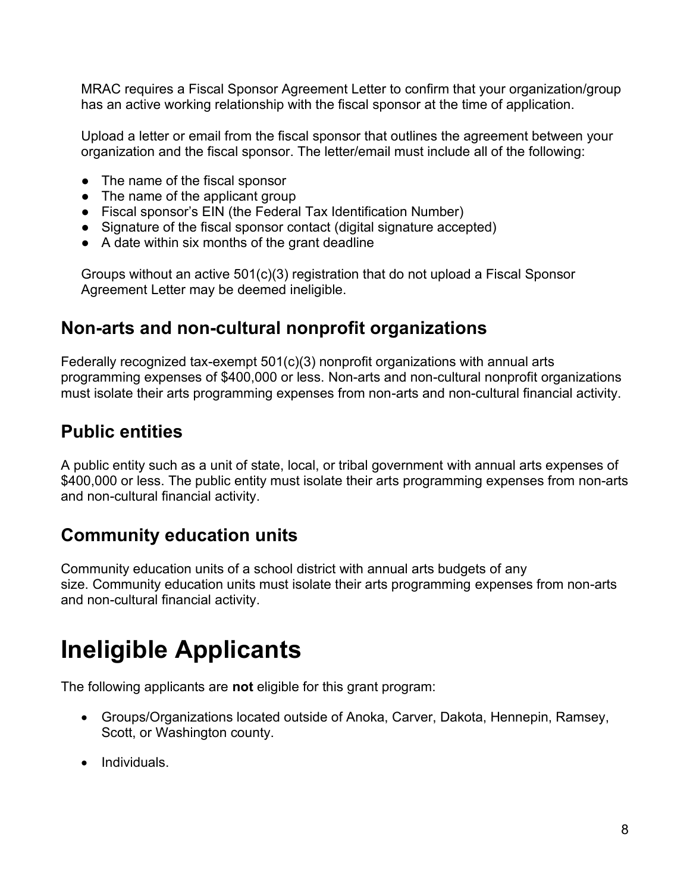MRAC requires a Fiscal Sponsor Agreement Letter to confirm that your organization/group has an active working relationship with the fiscal sponsor at the time of application.

Upload a letter or email from the fiscal sponsor that outlines the agreement between your organization and the fiscal sponsor. The letter/email must include all of the following:

- The name of the fiscal sponsor
- The name of the applicant group
- Fiscal sponsor's EIN (the Federal Tax Identification Number)
- Signature of the fiscal sponsor contact (digital signature accepted)
- A date within six months of the grant deadline

Groups without an active 501(c)(3) registration that do not upload a Fiscal Sponsor Agreement Letter may be deemed ineligible.

## Non-arts and non-cultural nonprofit organizations

Federally recognized tax-exempt 501(c)(3) nonprofit organizations with annual arts programming expenses of $400,000 or less. Non-arts and non-cultural nonprofit organizations must isolate their arts programming expenses from non-arts and non-cultural financial activity.

## Public entities

A public entity such as a unit of state, local, or tribal government with annual arts expenses of $400,000 or less. The public entity must isolate their arts programming expenses from non-arts and non-cultural financial activity.

## Community education units

Community education units of a school district with annual arts budgets of any size. Community education units must isolate their arts programming expenses from non-arts and non-cultural financial activity.

# Ineligible Applicants

The following applicants are **not** eligible for this grant program:

- Groups/Organizations located outside of Anoka, Carver, Dakota, Hennepin, Ramsey, Scott, or Washington county.
- Individuals.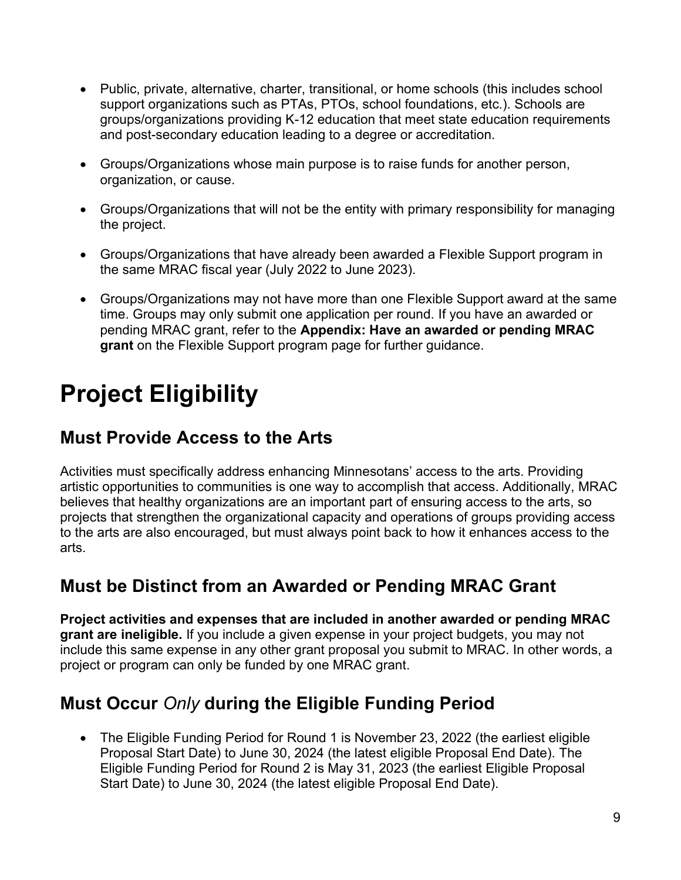- Public, private, alternative, charter, transitional, or home schools (this includes school support organizations such as PTAs, PTOs, school foundations, etc.). Schools are groups/organizations providing K-12 education that meet state education requirements and post-secondary education leading to a degree or accreditation.
- Groups/Organizations whose main purpose is to raise funds for another person, organization, or cause.
- Groups/Organizations that will not be the entity with primary responsibility for managing the project.
- Groups/Organizations that have already been awarded a Flexible Support program in the same MRAC fiscal year (July 2022 to June 2023).
- Groups/Organizations may not have more than one Flexible Support award at the same time. Groups may only submit one application per round. If you have an awarded or pending MRAC grant, refer to the **Appendix: Have an awarded or pending MRAC grant** on the Flexible Support program page for further guidance.

# Project Eligibility

## Must Provide Access to the Arts

Activities must specifically address enhancing Minnesotans' access to the arts. Providing artistic opportunities to communities is one way to accomplish that access. Additionally, MRAC believes that healthy organizations are an important part of ensuring access to the arts, so projects that strengthen the organizational capacity and operations of groups providing access to the arts are also encouraged, but must always point back to how it enhances access to the arts.

## Must be Distinct from an Awarded or Pending MRAC Grant

**Project activities and expenses that are included in another awarded or pending MRAC grant are ineligible.** If you include a given expense in your project budgets, you may not include this same expense in any other grant proposal you submit to MRAC. In other words, a project or program can only be funded by one MRAC grant.

## Must Occur *Only* during the Eligible Funding Period

- The Eligible Funding Period for Round 1 is November 23, 2022 (the earliest eligible Proposal Start Date) to June 30, 2024 (the latest eligible Proposal End Date). The Eligible Funding Period for Round 2 is May 31, 2023 (the earliest Eligible Proposal Start Date) to June 30, 2024 (the latest eligible Proposal End Date).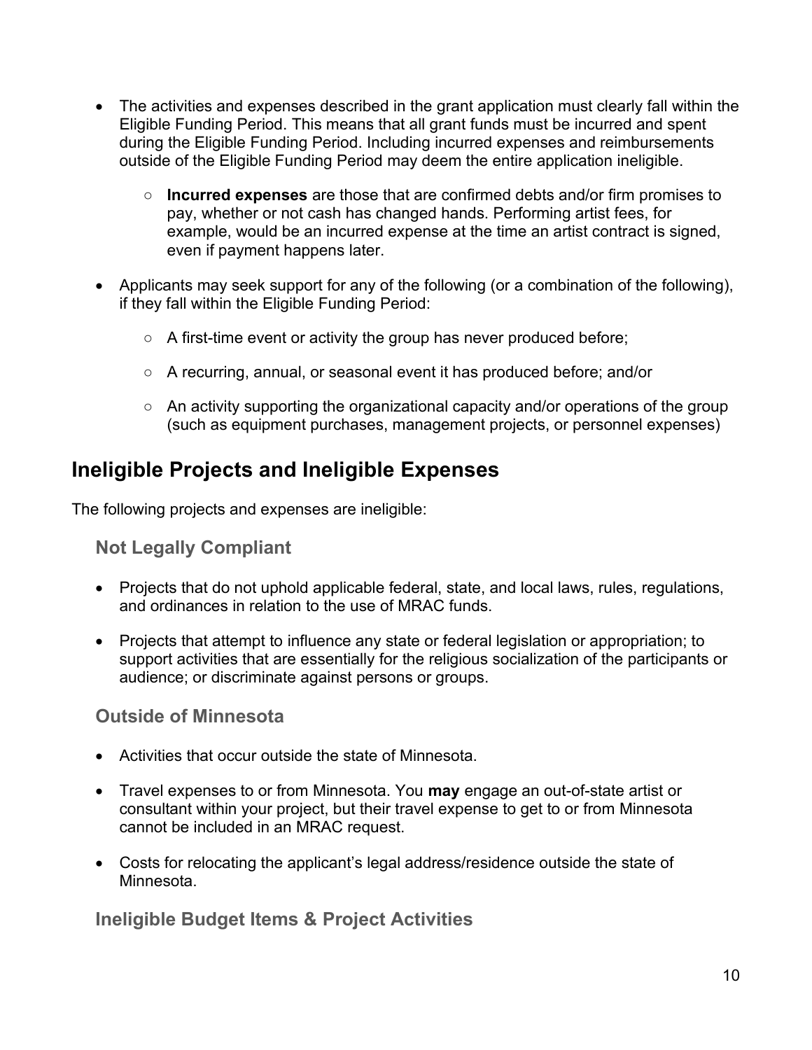- The activities and expenses described in the grant application must clearly fall within the Eligible Funding Period. This means that all grant funds must be incurred and spent during the Eligible Funding Period. Including incurred expenses and reimbursements outside of the Eligible Funding Period may deem the entire application ineligible.
  - **Incurred expenses** are those that are confirmed debts and/or firm promises to pay, whether or not cash has changed hands. Performing artist fees, for example, would be an incurred expense at the time an artist contract is signed, even if payment happens later.
- Applicants may seek support for any of the following (or a combination of the following), if they fall within the Eligible Funding Period:
  - A first-time event or activity the group has never produced before;
  - A recurring, annual, or seasonal event it has produced before; and/or
  - An activity supporting the organizational capacity and/or operations of the group (such as equipment purchases, management projects, or personnel expenses)

## Ineligible Projects and Ineligible Expenses

The following projects and expenses are ineligible:

### Not Legally Compliant

- Projects that do not uphold applicable federal, state, and local laws, rules, regulations, and ordinances in relation to the use of MRAC funds.
- Projects that attempt to influence any state or federal legislation or appropriation; to support activities that are essentially for the religious socialization of the participants or audience; or discriminate against persons or groups.

### Outside of Minnesota

- Activities that occur outside the state of Minnesota.
- Travel expenses to or from Minnesota. You **may** engage an out-of-state artist or consultant within your project, but their travel expense to get to or from Minnesota cannot be included in an MRAC request.
- Costs for relocating the applicant's legal address/residence outside the state of Minnesota.

### Ineligible Budget Items & Project Activities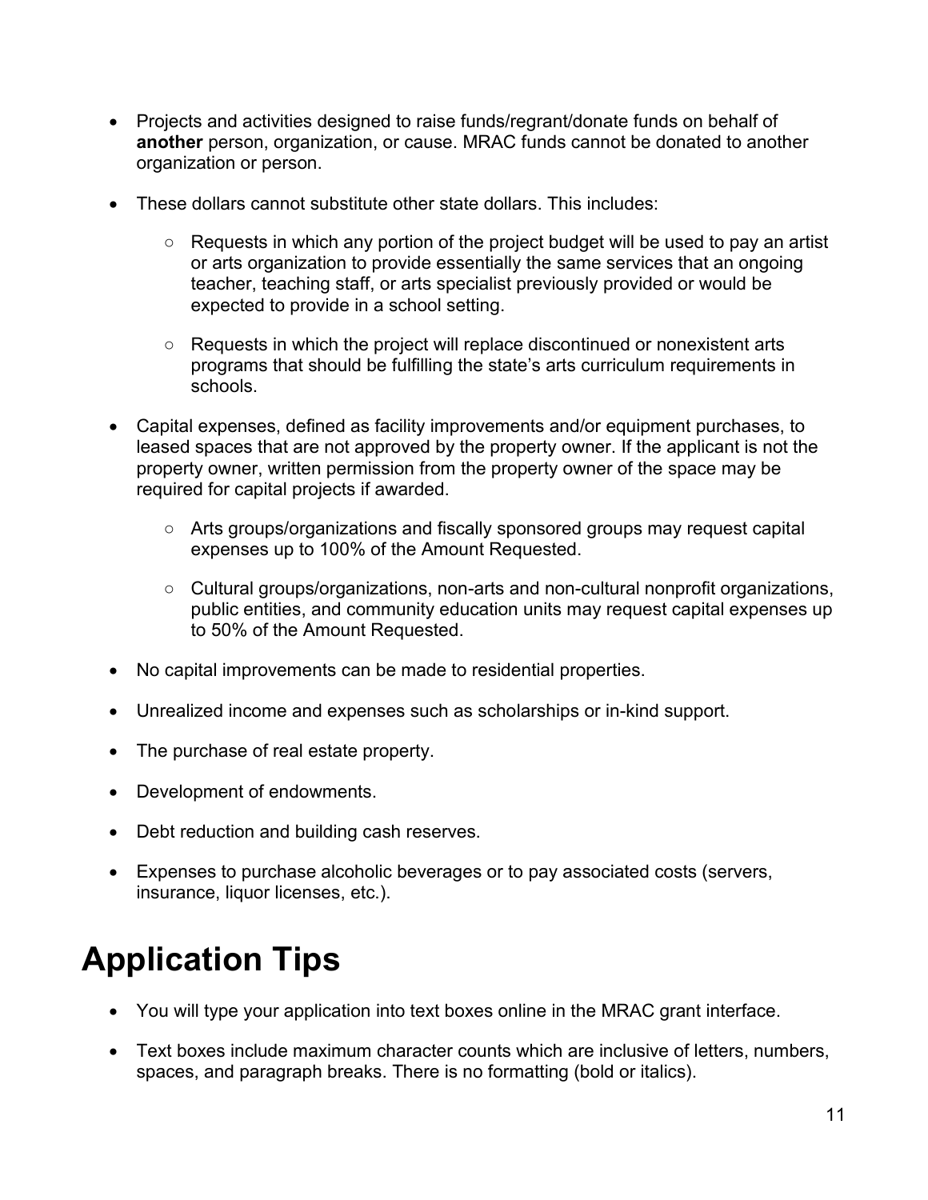- Projects and activities designed to raise funds/regrant/donate funds on behalf of **another** person, organization, or cause. MRAC funds cannot be donated to another organization or person.

- These dollars cannot substitute other state dollars. This includes:

    - Requests in which any portion of the project budget will be used to pay an artist or arts organization to provide essentially the same services that an ongoing teacher, teaching staff, or arts specialist previously provided or would be expected to provide in a school setting.

    - Requests in which the project will replace discontinued or nonexistent arts programs that should be fulfilling the state's arts curriculum requirements in schools.

- Capital expenses, defined as facility improvements and/or equipment purchases, to leased spaces that are not approved by the property owner. If the applicant is not the property owner, written permission from the property owner of the space may be required for capital projects if awarded.

    - Arts groups/organizations and fiscally sponsored groups may request capital expenses up to 100% of the Amount Requested.

    - Cultural groups/organizations, non-arts and non-cultural nonprofit organizations, public entities, and community education units may request capital expenses up to 50% of the Amount Requested.

- No capital improvements can be made to residential properties.

- Unrealized income and expenses such as scholarships or in-kind support.

- The purchase of real estate property.

- Development of endowments.

- Debt reduction and building cash reserves.

- Expenses to purchase alcoholic beverages or to pay associated costs (servers, insurance, liquor licenses, etc.).

# Application Tips

- You will type your application into text boxes online in the MRAC grant interface.

- Text boxes include maximum character counts which are inclusive of letters, numbers, spaces, and paragraph breaks. There is no formatting (bold or italics).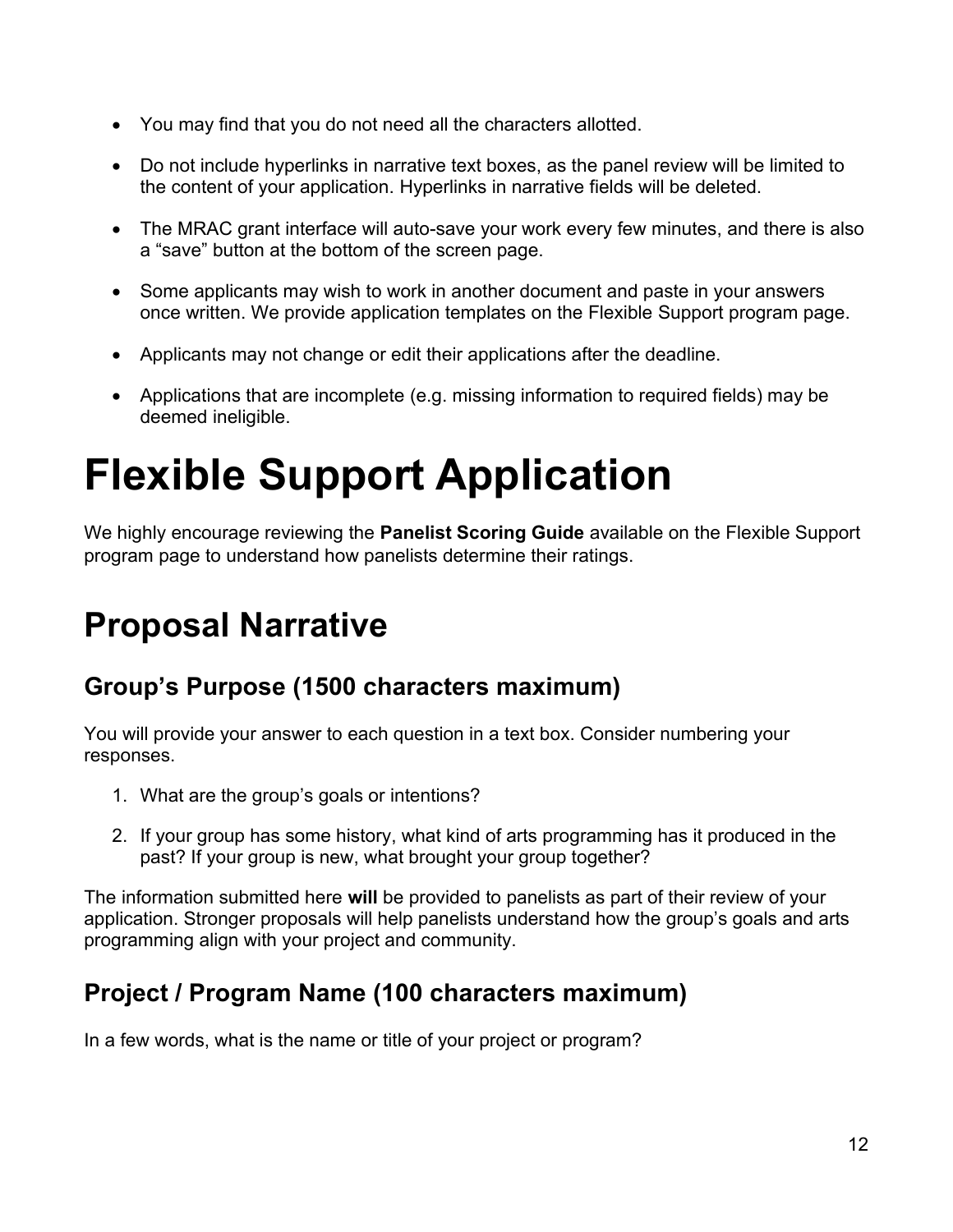- You may find that you do not need all the characters allotted.
- Do not include hyperlinks in narrative text boxes, as the panel review will be limited to the content of your application. Hyperlinks in narrative fields will be deleted.
- The MRAC grant interface will auto-save your work every few minutes, and there is also a "save" button at the bottom of the screen page.
- Some applicants may wish to work in another document and paste in your answers once written. We provide application templates on the Flexible Support program page.
- Applicants may not change or edit their applications after the deadline.
- Applications that are incomplete (e.g. missing information to required fields) may be deemed ineligible.

# Flexible Support Application

We highly encourage reviewing the **Panelist Scoring Guide** available on the Flexible Support program page to understand how panelists determine their ratings.

## Proposal Narrative

### Group's Purpose (1500 characters maximum)

You will provide your answer to each question in a text box. Consider numbering your responses.

1. What are the group's goals or intentions?
2. If your group has some history, what kind of arts programming has it produced in the past? If your group is new, what brought your group together?

The information submitted here **will** be provided to panelists as part of their review of your application. Stronger proposals will help panelists understand how the group's goals and arts programming align with your project and community.

### Project / Program Name (100 characters maximum)

In a few words, what is the name or title of your project or program?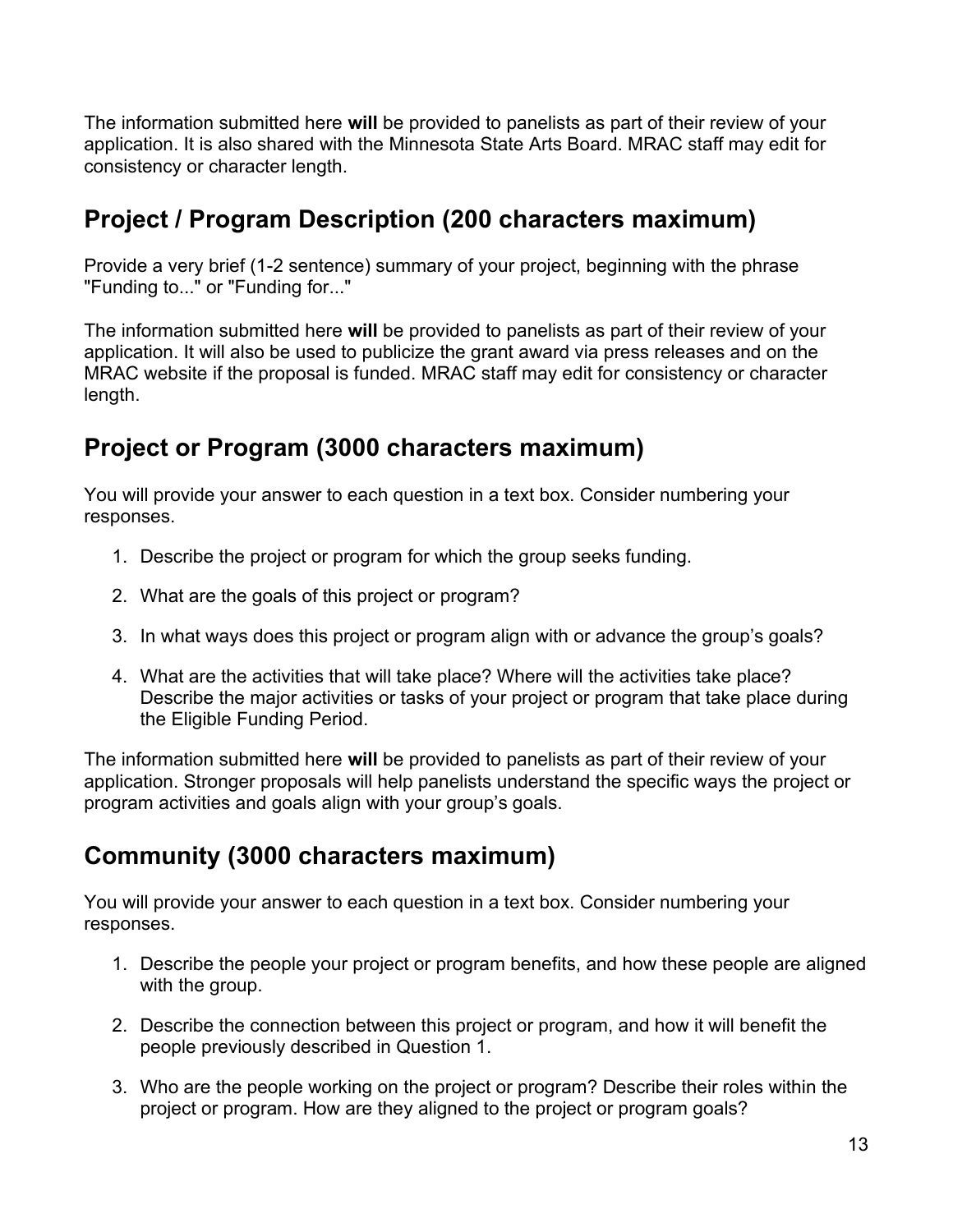The information submitted here **will** be provided to panelists as part of their review of your application. It is also shared with the Minnesota State Arts Board. MRAC staff may edit for consistency or character length.

## Project / Program Description (200 characters maximum)

Provide a very brief (1-2 sentence) summary of your project, beginning with the phrase "Funding to..." or "Funding for..."

The information submitted here **will** be provided to panelists as part of their review of your application. It will also be used to publicize the grant award via press releases and on the MRAC website if the proposal is funded. MRAC staff may edit for consistency or character length.

## Project or Program (3000 characters maximum)

You will provide your answer to each question in a text box. Consider numbering your responses.

1. Describe the project or program for which the group seeks funding.
2. What are the goals of this project or program?
3. In what ways does this project or program align with or advance the group's goals?
4. What are the activities that will take place? Where will the activities take place? Describe the major activities or tasks of your project or program that take place during the Eligible Funding Period.

The information submitted here **will** be provided to panelists as part of their review of your application. Stronger proposals will help panelists understand the specific ways the project or program activities and goals align with your group's goals.

## Community (3000 characters maximum)

You will provide your answer to each question in a text box. Consider numbering your responses.

1. Describe the people your project or program benefits, and how these people are aligned with the group.
2. Describe the connection between this project or program, and how it will benefit the people previously described in Question 1.
3. Who are the people working on the project or program? Describe their roles within the project or program. How are they aligned to the project or program goals?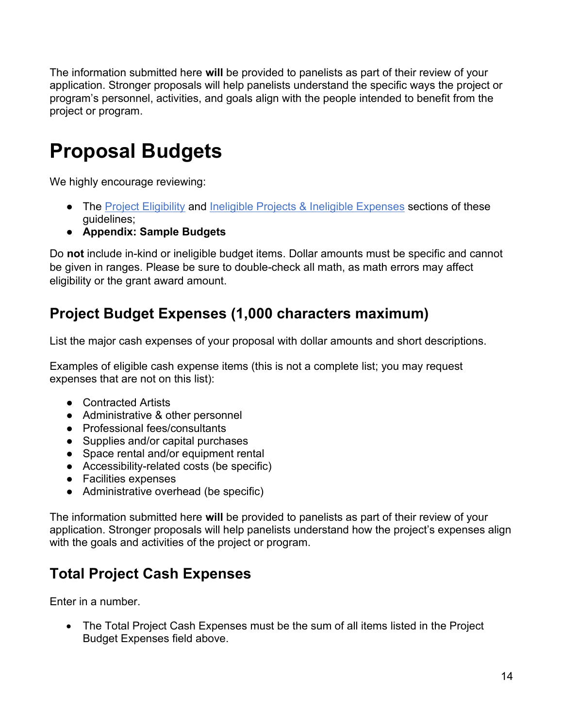The information submitted here **will** be provided to panelists as part of their review of your application. Stronger proposals will help panelists understand the specific ways the project or program's personnel, activities, and goals align with the people intended to benefit from the project or program.

# Proposal Budgets

We highly encourage reviewing:

- The Project Eligibility and Ineligible Projects & Ineligible Expenses sections of these guidelines;
- **Appendix: Sample Budgets**

Do **not** include in-kind or ineligible budget items. Dollar amounts must be specific and cannot be given in ranges. Please be sure to double-check all math, as math errors may affect eligibility or the grant award amount.

## Project Budget Expenses (1,000 characters maximum)

List the major cash expenses of your proposal with dollar amounts and short descriptions.

Examples of eligible cash expense items (this is not a complete list; you may request expenses that are not on this list):

- Contracted Artists
- Administrative & other personnel
- Professional fees/consultants
- Supplies and/or capital purchases
- Space rental and/or equipment rental
- Accessibility-related costs (be specific)
- Facilities expenses
- Administrative overhead (be specific)

The information submitted here **will** be provided to panelists as part of their review of your application. Stronger proposals will help panelists understand how the project's expenses align with the goals and activities of the project or program.

## Total Project Cash Expenses

Enter in a number.

- The Total Project Cash Expenses must be the sum of all items listed in the Project Budget Expenses field above.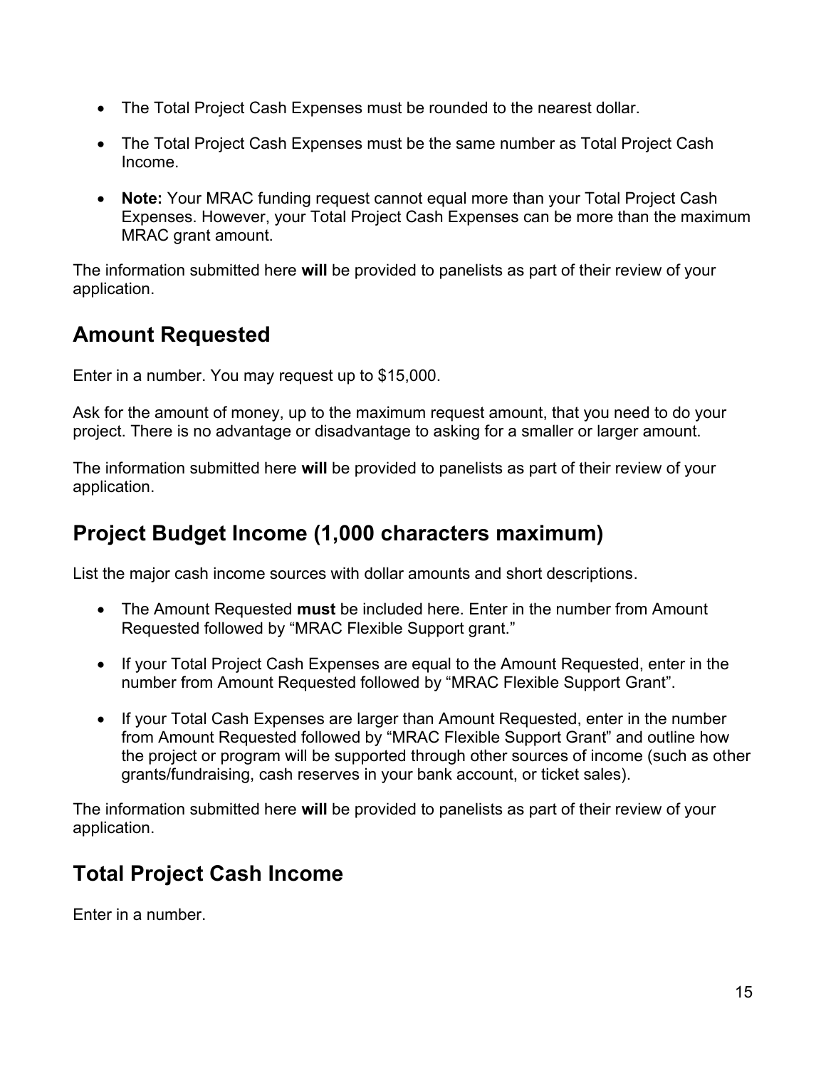- The Total Project Cash Expenses must be rounded to the nearest dollar.
- The Total Project Cash Expenses must be the same number as Total Project Cash Income.
- **Note:** Your MRAC funding request cannot equal more than your Total Project Cash Expenses. However, your Total Project Cash Expenses can be more than the maximum MRAC grant amount.

The information submitted here **will** be provided to panelists as part of their review of your application.

## Amount Requested

Enter in a number. You may request up to $15,000.

Ask for the amount of money, up to the maximum request amount, that you need to do your project. There is no advantage or disadvantage to asking for a smaller or larger amount.

The information submitted here **will** be provided to panelists as part of their review of your application.

## Project Budget Income (1,000 characters maximum)

List the major cash income sources with dollar amounts and short descriptions.

- The Amount Requested **must** be included here. Enter in the number from Amount Requested followed by "MRAC Flexible Support grant."
- If your Total Project Cash Expenses are equal to the Amount Requested, enter in the number from Amount Requested followed by "MRAC Flexible Support Grant".
- If your Total Cash Expenses are larger than Amount Requested, enter in the number from Amount Requested followed by "MRAC Flexible Support Grant" and outline how the project or program will be supported through other sources of income (such as other grants/fundraising, cash reserves in your bank account, or ticket sales).

The information submitted here **will** be provided to panelists as part of their review of your application.

## Total Project Cash Income

Enter in a number.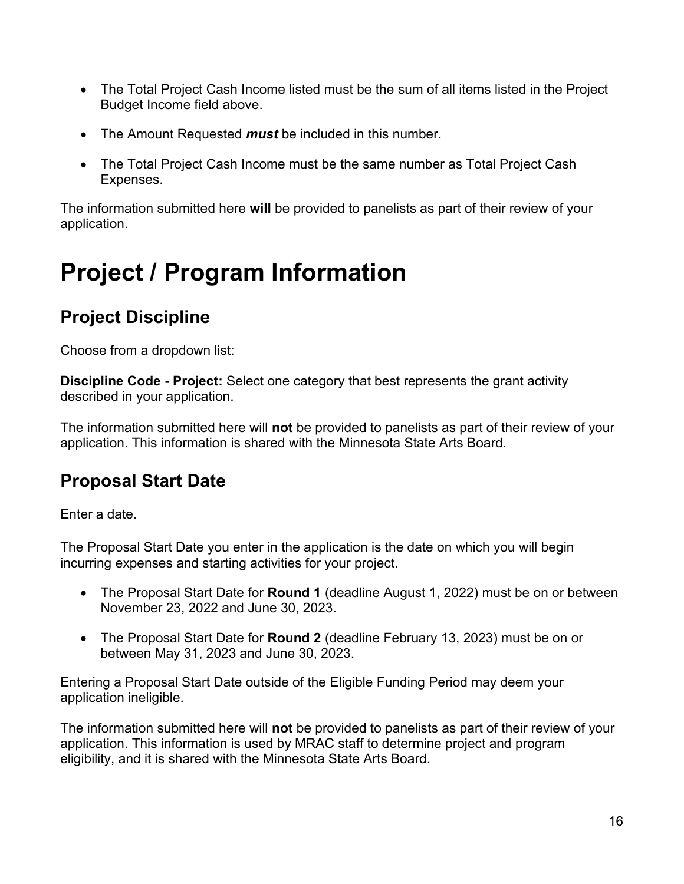- The Total Project Cash Income listed must be the sum of all items listed in the Project Budget Income field above.
- The Amount Requested ***must*** be included in this number.
- The Total Project Cash Income must be the same number as Total Project Cash Expenses.

The information submitted here **will** be provided to panelists as part of their review of your application.

# Project / Program Information

## Project Discipline

Choose from a dropdown list:

**Discipline Code - Project:** Select one category that best represents the grant activity described in your application.

The information submitted here will **not** be provided to panelists as part of their review of your application. This information is shared with the Minnesota State Arts Board.

## Proposal Start Date

Enter a date.

The Proposal Start Date you enter in the application is the date on which you will begin incurring expenses and starting activities for your project.

- The Proposal Start Date for **Round 1** (deadline August 1, 2022) must be on or between November 23, 2022 and June 30, 2023.
- The Proposal Start Date for **Round 2** (deadline February 13, 2023) must be on or between May 31, 2023 and June 30, 2023.

Entering a Proposal Start Date outside of the Eligible Funding Period may deem your application ineligible.

The information submitted here will **not** be provided to panelists as part of their review of your application. This information is used by MRAC staff to determine project and program eligibility, and it is shared with the Minnesota State Arts Board.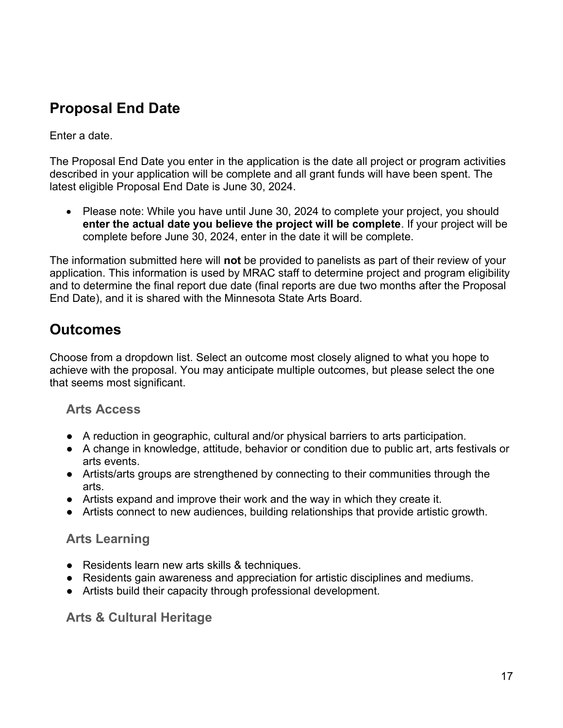## Proposal End Date

Enter a date.

The Proposal End Date you enter in the application is the date all project or program activities described in your application will be complete and all grant funds will have been spent. The latest eligible Proposal End Date is June 30, 2024.

- Please note: While you have until June 30, 2024 to complete your project, you should **enter the actual date you believe the project will be complete**. If your project will be complete before June 30, 2024, enter in the date it will be complete.

The information submitted here will **not** be provided to panelists as part of their review of your application. This information is used by MRAC staff to determine project and program eligibility and to determine the final report due date (final reports are due two months after the Proposal End Date), and it is shared with the Minnesota State Arts Board.

## Outcomes

Choose from a dropdown list. Select an outcome most closely aligned to what you hope to achieve with the proposal. You may anticipate multiple outcomes, but please select the one that seems most significant.

### Arts Access

- A reduction in geographic, cultural and/or physical barriers to arts participation.
- A change in knowledge, attitude, behavior or condition due to public art, arts festivals or arts events.
- Artists/arts groups are strengthened by connecting to their communities through the arts.
- Artists expand and improve their work and the way in which they create it.
- Artists connect to new audiences, building relationships that provide artistic growth.

### Arts Learning

- Residents learn new arts skills & techniques.
- Residents gain awareness and appreciation for artistic disciplines and mediums.
- Artists build their capacity through professional development.

### Arts & Cultural Heritage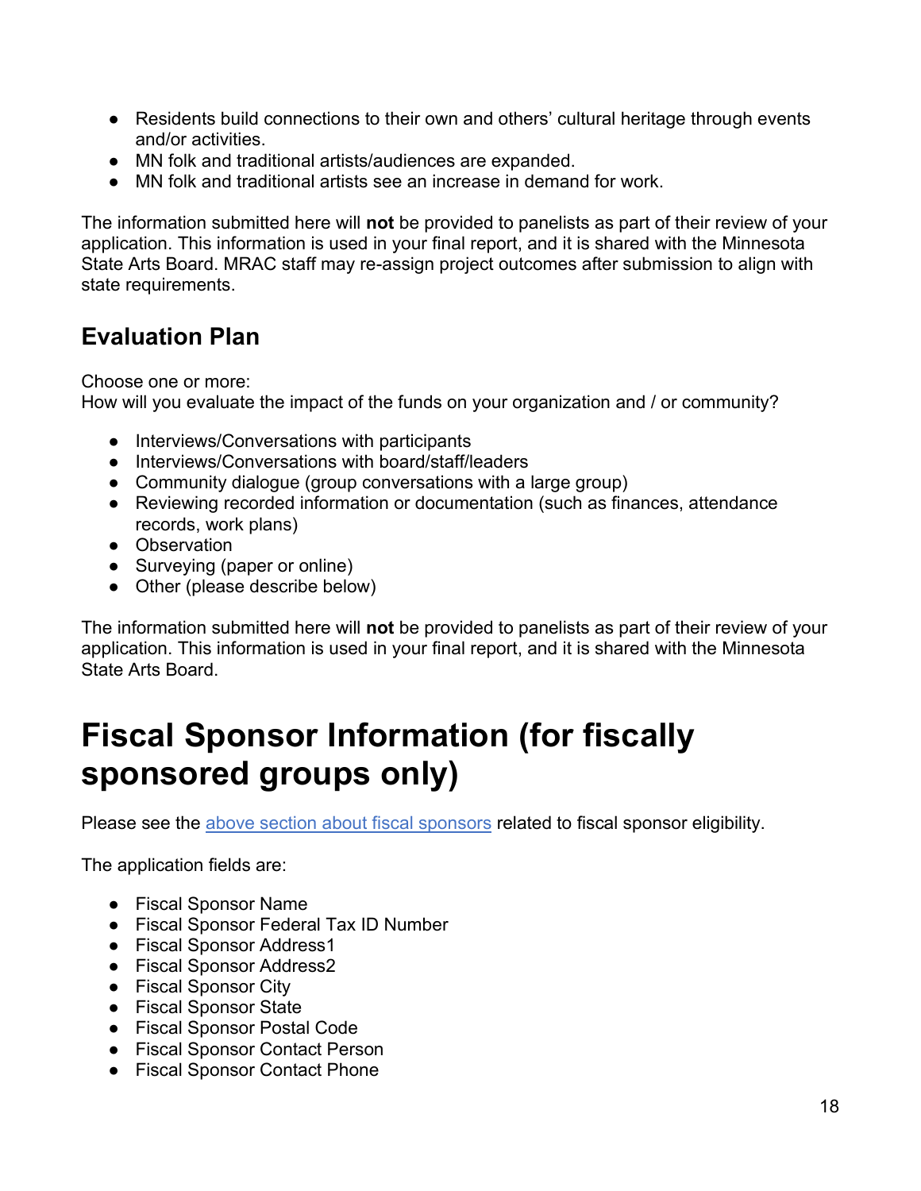- Residents build connections to their own and others' cultural heritage through events and/or activities.
- MN folk and traditional artists/audiences are expanded.
- MN folk and traditional artists see an increase in demand for work.

The information submitted here will **not** be provided to panelists as part of their review of your application. This information is used in your final report, and it is shared with the Minnesota State Arts Board. MRAC staff may re-assign project outcomes after submission to align with state requirements.

## Evaluation Plan

Choose one or more:
How will you evaluate the impact of the funds on your organization and / or community?

- Interviews/Conversations with participants
- Interviews/Conversations with board/staff/leaders
- Community dialogue (group conversations with a large group)
- Reviewing recorded information or documentation (such as finances, attendance records, work plans)
- Observation
- Surveying (paper or online)
- Other (please describe below)

The information submitted here will **not** be provided to panelists as part of their review of your application. This information is used in your final report, and it is shared with the Minnesota State Arts Board.

# Fiscal Sponsor Information (for fiscally sponsored groups only)

Please see the above section about fiscal sponsors related to fiscal sponsor eligibility.

The application fields are:

- Fiscal Sponsor Name
- Fiscal Sponsor Federal Tax ID Number
- Fiscal Sponsor Address1
- Fiscal Sponsor Address2
- Fiscal Sponsor City
- Fiscal Sponsor State
- Fiscal Sponsor Postal Code
- Fiscal Sponsor Contact Person
- Fiscal Sponsor Contact Phone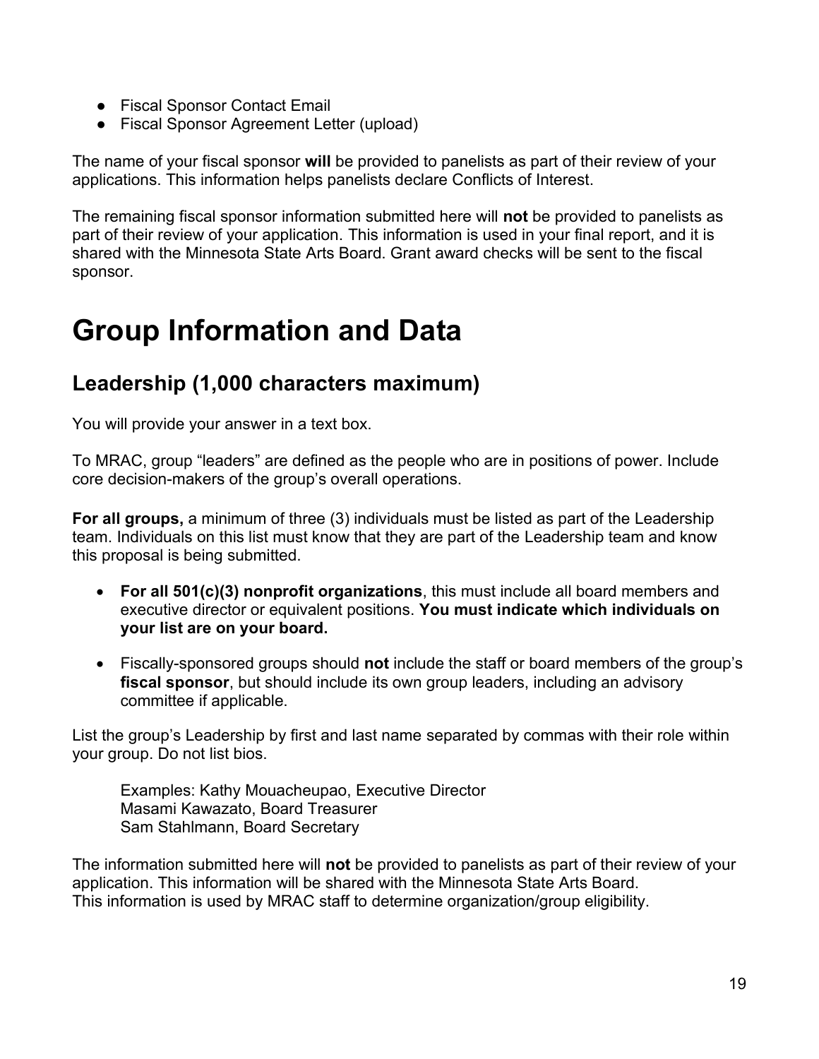- Fiscal Sponsor Contact Email
- Fiscal Sponsor Agreement Letter (upload)

The name of your fiscal sponsor **will** be provided to panelists as part of their review of your applications. This information helps panelists declare Conflicts of Interest.

The remaining fiscal sponsor information submitted here will **not** be provided to panelists as part of their review of your application. This information is used in your final report, and it is shared with the Minnesota State Arts Board. Grant award checks will be sent to the fiscal sponsor.

# Group Information and Data

## Leadership (1,000 characters maximum)

You will provide your answer in a text box.

To MRAC, group "leaders" are defined as the people who are in positions of power. Include core decision-makers of the group's overall operations.

**For all groups,** a minimum of three (3) individuals must be listed as part of the Leadership team. Individuals on this list must know that they are part of the Leadership team and know this proposal is being submitted.

- **For all 501(c)(3) nonprofit organizations**, this must include all board members and executive director or equivalent positions. **You must indicate which individuals on your list are on your board.**
- Fiscally-sponsored groups should **not** include the staff or board members of the group's **fiscal sponsor**, but should include its own group leaders, including an advisory committee if applicable.

List the group's Leadership by first and last name separated by commas with their role within your group. Do not list bios.

> Examples: Kathy Mouacheupao, Executive Director
> Masami Kawazato, Board Treasurer
> Sam Stahlmann, Board Secretary

The information submitted here will **not** be provided to panelists as part of their review of your application. This information will be shared with the Minnesota State Arts Board.
This information is used by MRAC staff to determine organization/group eligibility.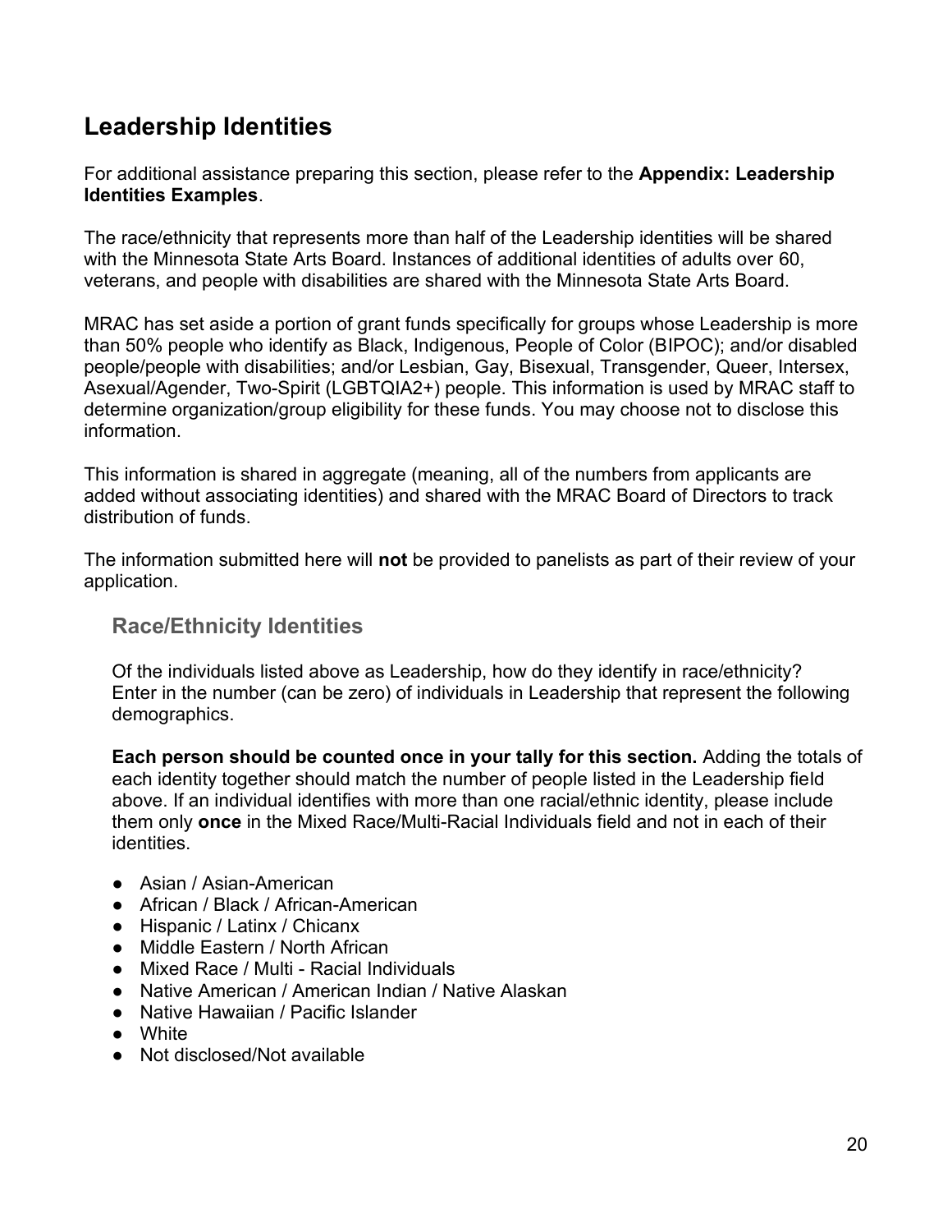## Leadership Identities

For additional assistance preparing this section, please refer to the **Appendix: Leadership Identities Examples**.

The race/ethnicity that represents more than half of the Leadership identities will be shared with the Minnesota State Arts Board. Instances of additional identities of adults over 60, veterans, and people with disabilities are shared with the Minnesota State Arts Board.

MRAC has set aside a portion of grant funds specifically for groups whose Leadership is more than 50% people who identify as Black, Indigenous, People of Color (BIPOC); and/or disabled people/people with disabilities; and/or Lesbian, Gay, Bisexual, Transgender, Queer, Intersex, Asexual/Agender, Two-Spirit (LGBTQIA2+) people. This information is used by MRAC staff to determine organization/group eligibility for these funds. You may choose not to disclose this information.

This information is shared in aggregate (meaning, all of the numbers from applicants are added without associating identities) and shared with the MRAC Board of Directors to track distribution of funds.

The information submitted here will **not** be provided to panelists as part of their review of your application.

### Race/Ethnicity Identities

Of the individuals listed above as Leadership, how do they identify in race/ethnicity? Enter in the number (can be zero) of individuals in Leadership that represent the following demographics.

**Each person should be counted once in your tally for this section.** Adding the totals of each identity together should match the number of people listed in the Leadership field above. If an individual identifies with more than one racial/ethnic identity, please include them only **once** in the Mixed Race/Multi-Racial Individuals field and not in each of their identities.

- Asian / Asian-American
- African / Black / African-American
- Hispanic / Latinx / Chicanx
- Middle Eastern / North African
- Mixed Race / Multi - Racial Individuals
- Native American / American Indian / Native Alaskan
- Native Hawaiian / Pacific Islander
- White
- Not disclosed/Not available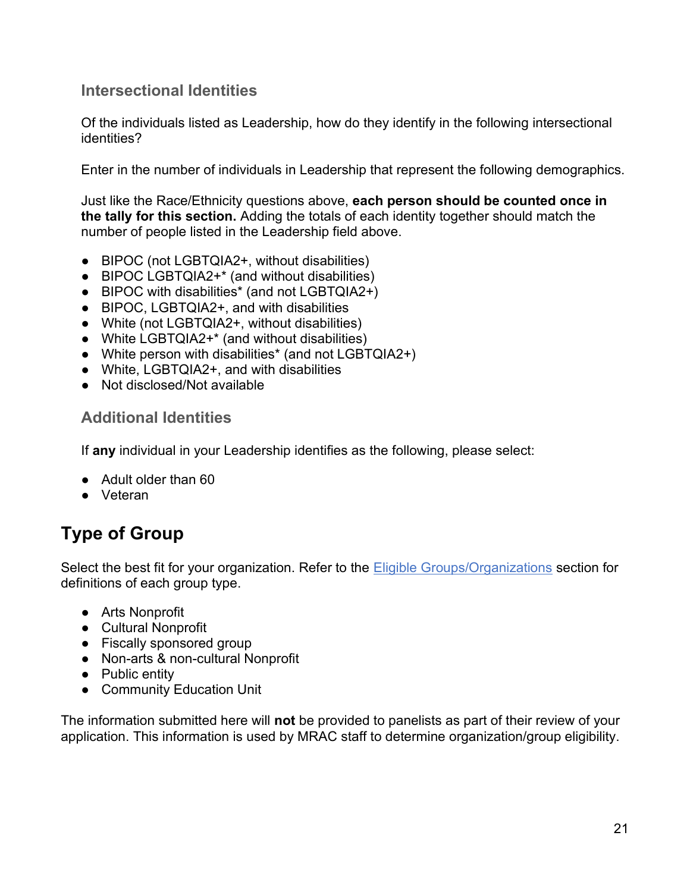### Intersectional Identities

Of the individuals listed as Leadership, how do they identify in the following intersectional identities?

Enter in the number of individuals in Leadership that represent the following demographics.

Just like the Race/Ethnicity questions above, **each person should be counted once in the tally for this section.** Adding the totals of each identity together should match the number of people listed in the Leadership field above.

- BIPOC (not LGBTQIA2+, without disabilities)
- BIPOC LGBTQIA2+* (and without disabilities)
- BIPOC with disabilities* (and not LGBTQIA2+)
- BIPOC, LGBTQIA2+, and with disabilities
- White (not LGBTQIA2+, without disabilities)
- White LGBTQIA2+* (and without disabilities)
- White person with disabilities* (and not LGBTQIA2+)
- White, LGBTQIA2+, and with disabilities
- Not disclosed/Not available

### Additional Identities

If **any** individual in your Leadership identifies as the following, please select:

- Adult older than 60
- Veteran

## Type of Group

Select the best fit for your organization. Refer to the [Eligible Groups/Organizations] section for definitions of each group type.

- Arts Nonprofit
- Cultural Nonprofit
- Fiscally sponsored group
- Non-arts & non-cultural Nonprofit
- Public entity
- Community Education Unit

The information submitted here will **not** be provided to panelists as part of their review of your application. This information is used by MRAC staff to determine organization/group eligibility.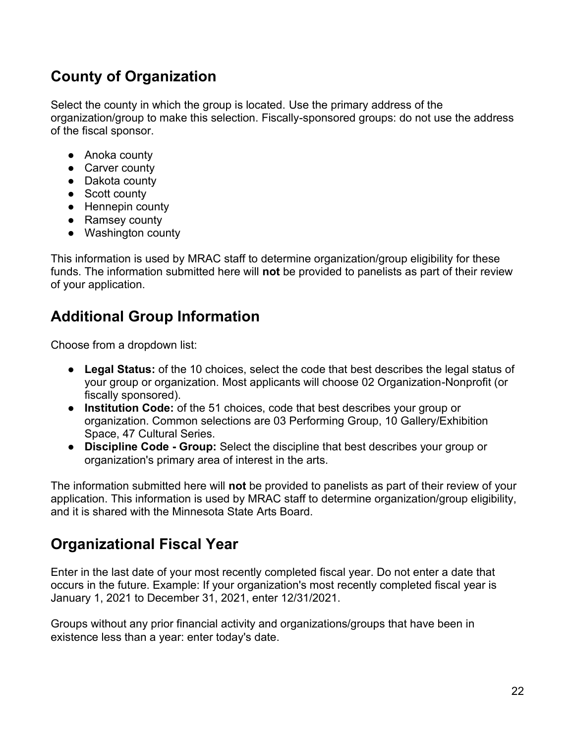## County of Organization

Select the county in which the group is located. Use the primary address of the organization/group to make this selection. Fiscally-sponsored groups: do not use the address of the fiscal sponsor.

- Anoka county
- Carver county
- Dakota county
- Scott county
- Hennepin county
- Ramsey county
- Washington county

This information is used by MRAC staff to determine organization/group eligibility for these funds. The information submitted here will **not** be provided to panelists as part of their review of your application.

## Additional Group Information

Choose from a dropdown list:

- **Legal Status:** of the 10 choices, select the code that best describes the legal status of your group or organization. Most applicants will choose 02 Organization-Nonprofit (or fiscally sponsored).
- **Institution Code:** of the 51 choices, code that best describes your group or organization. Common selections are 03 Performing Group, 10 Gallery/Exhibition Space, 47 Cultural Series.
- **Discipline Code - Group:** Select the discipline that best describes your group or organization's primary area of interest in the arts.

The information submitted here will **not** be provided to panelists as part of their review of your application. This information is used by MRAC staff to determine organization/group eligibility, and it is shared with the Minnesota State Arts Board.

## Organizational Fiscal Year

Enter in the last date of your most recently completed fiscal year. Do not enter a date that occurs in the future. Example: If your organization's most recently completed fiscal year is January 1, 2021 to December 31, 2021, enter 12/31/2021.

Groups without any prior financial activity and organizations/groups that have been in existence less than a year: enter today's date.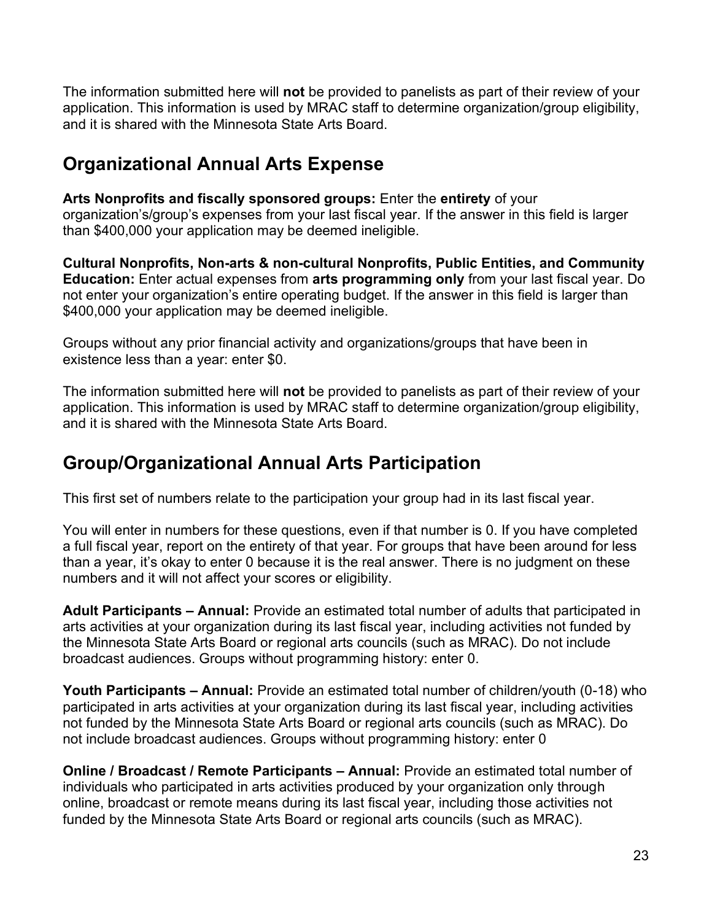The information submitted here will **not** be provided to panelists as part of their review of your application. This information is used by MRAC staff to determine organization/group eligibility, and it is shared with the Minnesota State Arts Board.

## Organizational Annual Arts Expense

**Arts Nonprofits and fiscally sponsored groups:** Enter the **entirety** of your organization's/group's expenses from your last fiscal year. If the answer in this field is larger than $400,000 your application may be deemed ineligible.

**Cultural Nonprofits, Non-arts & non-cultural Nonprofits, Public Entities, and Community Education:** Enter actual expenses from **arts programming only** from your last fiscal year. Do not enter your organization's entire operating budget. If the answer in this field is larger than $400,000 your application may be deemed ineligible.

Groups without any prior financial activity and organizations/groups that have been in existence less than a year: enter $0.

The information submitted here will **not** be provided to panelists as part of their review of your application. This information is used by MRAC staff to determine organization/group eligibility, and it is shared with the Minnesota State Arts Board.

## Group/Organizational Annual Arts Participation

This first set of numbers relate to the participation your group had in its last fiscal year.

You will enter in numbers for these questions, even if that number is 0. If you have completed a full fiscal year, report on the entirety of that year. For groups that have been around for less than a year, it's okay to enter 0 because it is the real answer. There is no judgment on these numbers and it will not affect your scores or eligibility.

**Adult Participants – Annual:** Provide an estimated total number of adults that participated in arts activities at your organization during its last fiscal year, including activities not funded by the Minnesota State Arts Board or regional arts councils (such as MRAC). Do not include broadcast audiences. Groups without programming history: enter 0.

**Youth Participants – Annual:** Provide an estimated total number of children/youth (0-18) who participated in arts activities at your organization during its last fiscal year, including activities not funded by the Minnesota State Arts Board or regional arts councils (such as MRAC). Do not include broadcast audiences. Groups without programming history: enter 0

**Online / Broadcast / Remote Participants – Annual:** Provide an estimated total number of individuals who participated in arts activities produced by your organization only through online, broadcast or remote means during its last fiscal year, including those activities not funded by the Minnesota State Arts Board or regional arts councils (such as MRAC).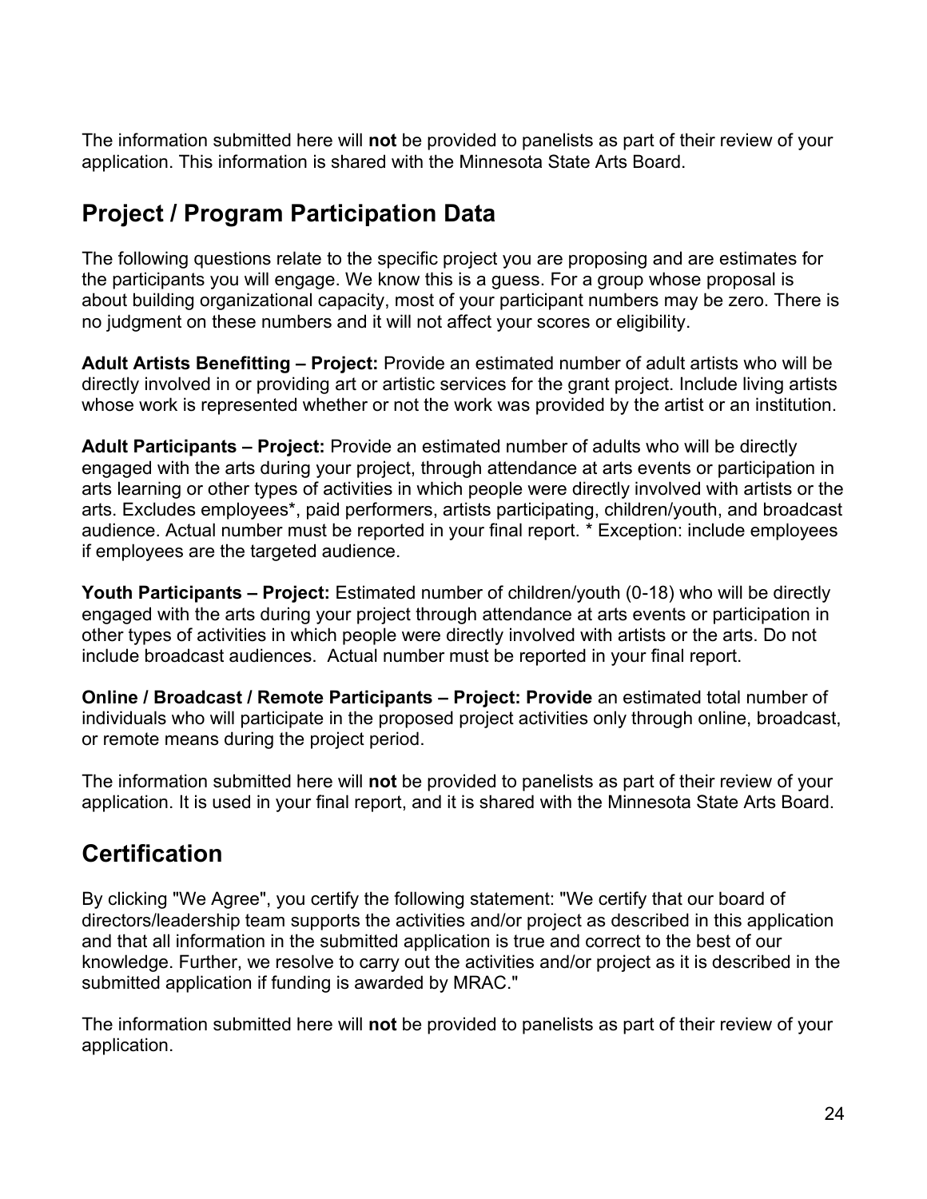The information submitted here will **not** be provided to panelists as part of their review of your application. This information is shared with the Minnesota State Arts Board.

## Project / Program Participation Data

The following questions relate to the specific project you are proposing and are estimates for the participants you will engage. We know this is a guess. For a group whose proposal is about building organizational capacity, most of your participant numbers may be zero. There is no judgment on these numbers and it will not affect your scores or eligibility.

**Adult Artists Benefitting – Project:** Provide an estimated number of adult artists who will be directly involved in or providing art or artistic services for the grant project. Include living artists whose work is represented whether or not the work was provided by the artist or an institution.

**Adult Participants – Project:** Provide an estimated number of adults who will be directly engaged with the arts during your project, through attendance at arts events or participation in arts learning or other types of activities in which people were directly involved with artists or the arts. Excludes employees*, paid performers, artists participating, children/youth, and broadcast audience. Actual number must be reported in your final report. * Exception: include employees if employees are the targeted audience.

**Youth Participants – Project:** Estimated number of children/youth (0-18) who will be directly engaged with the arts during your project through attendance at arts events or participation in other types of activities in which people were directly involved with artists or the arts. Do not include broadcast audiences. Actual number must be reported in your final report.

**Online / Broadcast / Remote Participants – Project: Provide** an estimated total number of individuals who will participate in the proposed project activities only through online, broadcast, or remote means during the project period.

The information submitted here will **not** be provided to panelists as part of their review of your application. It is used in your final report, and it is shared with the Minnesota State Arts Board.

## Certification

By clicking "We Agree", you certify the following statement: "We certify that our board of directors/leadership team supports the activities and/or project as described in this application and that all information in the submitted application is true and correct to the best of our knowledge. Further, we resolve to carry out the activities and/or project as it is described in the submitted application if funding is awarded by MRAC."

The information submitted here will **not** be provided to panelists as part of their review of your application.